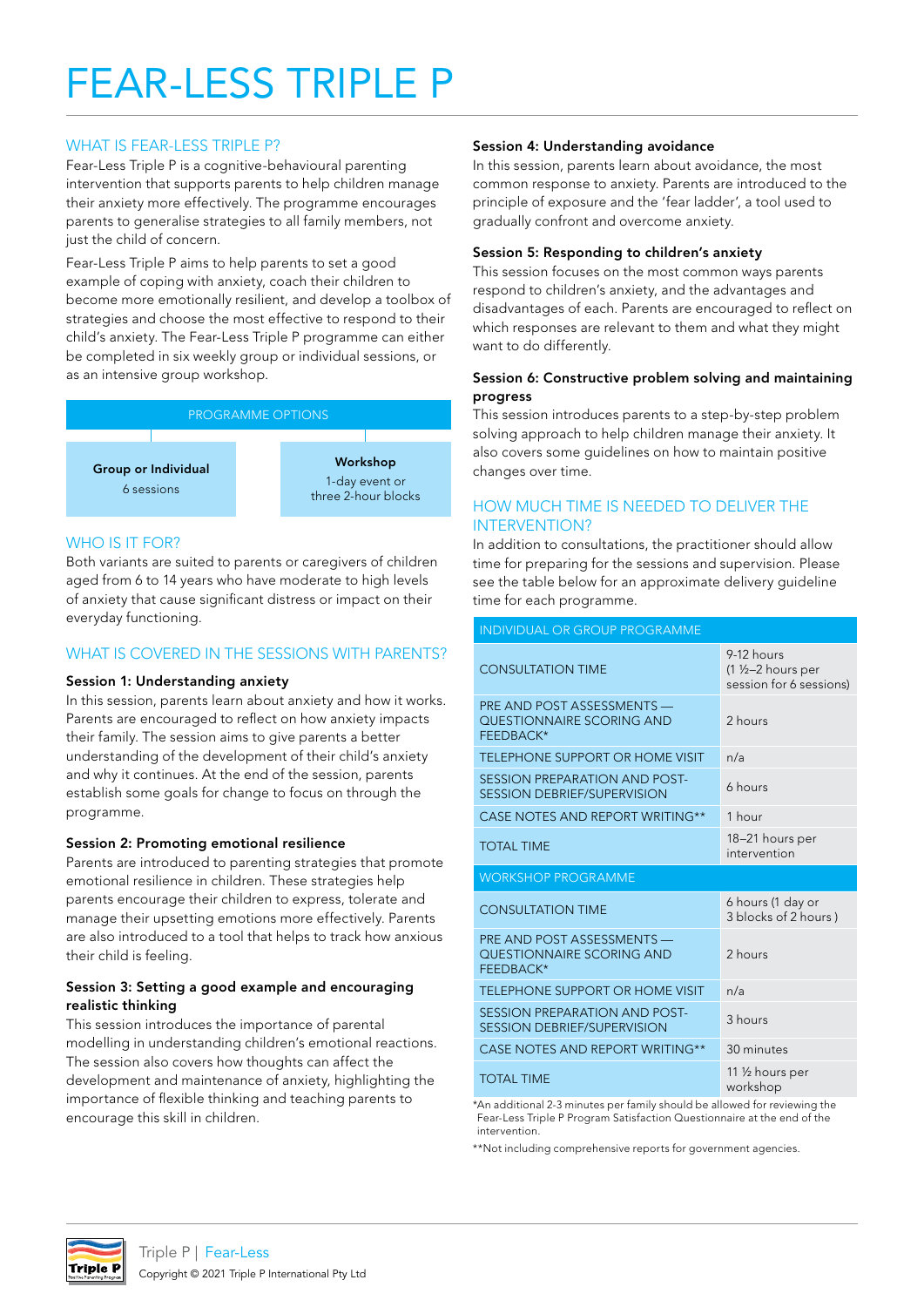# FEAR-LESS TRIPLE P

## WHAT IS FEAR-LESS TRIPLE P?

Fear-Less Triple P is a cognitive-behavioural parenting intervention that supports parents to help children manage their anxiety more effectively. The programme encourages parents to generalise strategies to all family members, not just the child of concern.

Fear-Less Triple P aims to help parents to set a good example of coping with anxiety, coach their children to become more emotionally resilient, and develop a toolbox of strategies and choose the most effective to respond to their child's anxiety. The Fear-Less Triple P programme can either be completed in six weekly group or individual sessions, or as an intensive group workshop.

| PROGRAMME OPTIONS | |
|---|---|
| **Group or Individual**<br>6 sessions | **Workshop**<br>1-day event or three 2-hour blocks |

## WHO IS IT FOR?

Both variants are suited to parents or caregivers of children aged from 6 to 14 years who have moderate to high levels of anxiety that cause significant distress or impact on their everyday functioning.

## WHAT IS COVERED IN THE SESSIONS WITH PARENTS?

### Session 1: Understanding anxiety

In this session, parents learn about anxiety and how it works. Parents are encouraged to reflect on how anxiety impacts their family. The session aims to give parents a better understanding of the development of their child's anxiety and why it continues. At the end of the session, parents establish some goals for change to focus on through the programme.

### Session 2: Promoting emotional resilience

Parents are introduced to parenting strategies that promote emotional resilience in children. These strategies help parents encourage their children to express, tolerate and manage their upsetting emotions more effectively. Parents are also introduced to a tool that helps to track how anxious their child is feeling.

### Session 3: Setting a good example and encouraging realistic thinking

This session introduces the importance of parental modelling in understanding children's emotional reactions. The session also covers how thoughts can affect the development and maintenance of anxiety, highlighting the importance of flexible thinking and teaching parents to encourage this skill in children.

### Session 4: Understanding avoidance

In this session, parents learn about avoidance, the most common response to anxiety. Parents are introduced to the principle of exposure and the 'fear ladder', a tool used to gradually confront and overcome anxiety.

### Session 5: Responding to children's anxiety

This session focuses on the most common ways parents respond to children's anxiety, and the advantages and disadvantages of each. Parents are encouraged to reflect on which responses are relevant to them and what they might want to do differently.

### Session 6: Constructive problem solving and maintaining progress

This session introduces parents to a step-by-step problem solving approach to help children manage their anxiety. It also covers some guidelines on how to maintain positive changes over time.

## HOW MUCH TIME IS NEEDED TO DELIVER THE INTERVENTION?

In addition to consultations, the practitioner should allow time for preparing for the sessions and supervision. Please see the table below for an approximate delivery guideline time for each programme.

| INDIVIDUAL OR GROUP PROGRAMME | |
|---|---|
| CONSULTATION TIME | 9-12 hours (1 ½–2 hours per session for 6 sessions) |
| PRE AND POST ASSESSMENTS — QUESTIONNAIRE SCORING AND FEEDBACK* | 2 hours |
| TELEPHONE SUPPORT OR HOME VISIT | n/a |
| SESSION PREPARATION AND POST-SESSION DEBRIEF/SUPERVISION | 6 hours |
| CASE NOTES AND REPORT WRITING** | 1 hour |
| TOTAL TIME | 18–21 hours per intervention |
| **WORKSHOP PROGRAMME** | |
| CONSULTATION TIME | 6 hours (1 day or 3 blocks of 2 hours ) |
| PRE AND POST ASSESSMENTS — QUESTIONNAIRE SCORING AND FEEDBACK* | 2 hours |
| TELEPHONE SUPPORT OR HOME VISIT | n/a |
| SESSION PREPARATION AND POST-SESSION DEBRIEF/SUPERVISION | 3 hours |
| CASE NOTES AND REPORT WRITING** | 30 minutes |
| TOTAL TIME | 11 ½ hours per workshop |

*An additional 2-3 minutes per family should be allowed for reviewing the Fear-Less Triple P Program Satisfaction Questionnaire at the end of the intervention.

**Not including comprehensive reports for government agencies.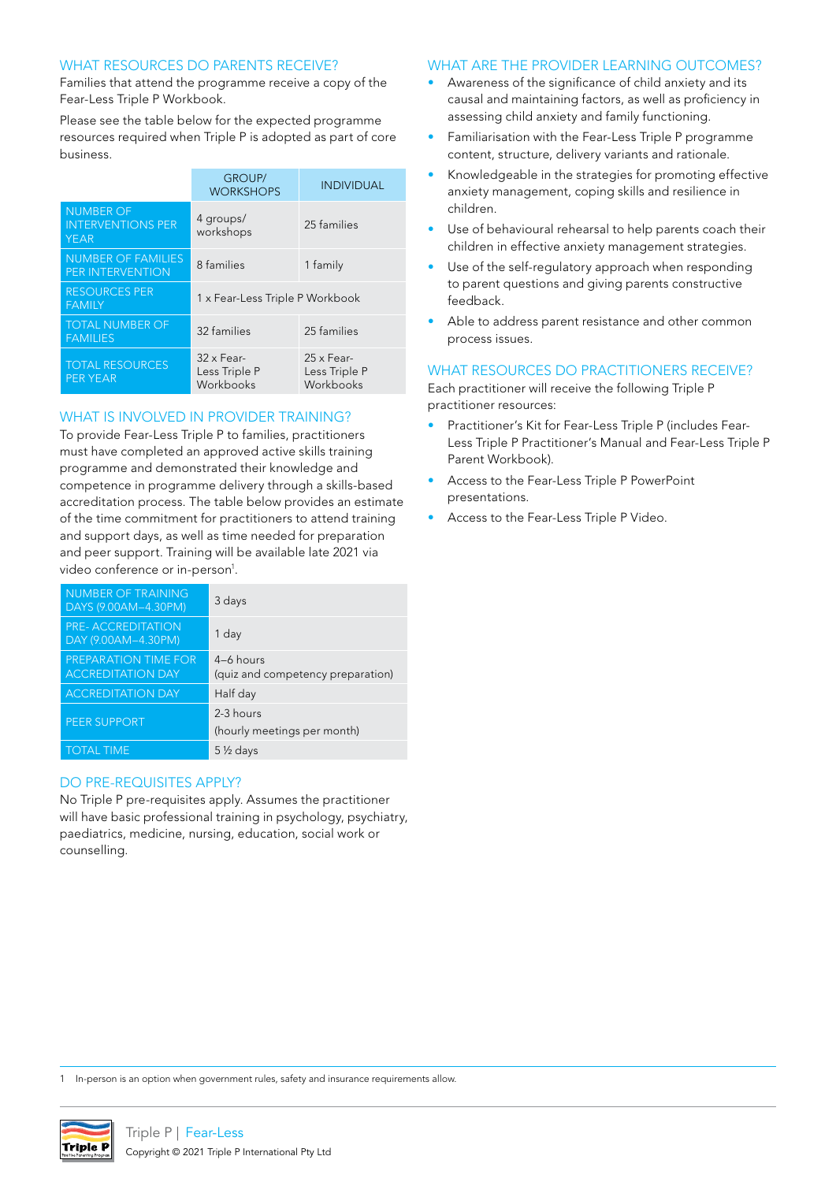## WHAT RESOURCES DO PARENTS RECEIVE?

Families that attend the programme receive a copy of the Fear-Less Triple P Workbook.

Please see the table below for the expected programme resources required when Triple P is adopted as part of core business.

| | GROUP/ WORKSHOPS | INDIVIDUAL |
|---|---|---|
| NUMBER OF INTERVENTIONS PER YEAR | 4 groups/ workshops | 25 families |
| NUMBER OF FAMILIES PER INTERVENTION | 8 families | 1 family |
| RESOURCES PER FAMILY | 1 x Fear-Less Triple P Workbook | |
| TOTAL NUMBER OF FAMILIES | 32 families | 25 families |
| TOTAL RESOURCES PER YEAR | 32 x Fear-Less Triple P Workbooks | 25 x Fear-Less Triple P Workbooks |

## WHAT IS INVOLVED IN PROVIDER TRAINING?

To provide Fear-Less Triple P to families, practitioners must have completed an approved active skills training programme and demonstrated their knowledge and competence in programme delivery through a skills-based accreditation process. The table below provides an estimate of the time commitment for practitioners to attend training and support days, as well as time needed for preparation and peer support. Training will be available late 2021 via video conference or in-person[1].

| | |
|---|---|
| NUMBER OF TRAINING DAYS (9.00AM–4.30PM) | 3 days |
| PRE- ACCREDITATION DAY (9.00AM–4.30PM) | 1 day |
| PREPARATION TIME FOR ACCREDITATION DAY | 4–6 hours (quiz and competency preparation) |
| ACCREDITATION DAY | Half day |
| PEER SUPPORT | 2-3 hours (hourly meetings per month) |
| TOTAL TIME | 5 ½ days |

## DO PRE-REQUISITES APPLY?

No Triple P pre-requisites apply. Assumes the practitioner will have basic professional training in psychology, psychiatry, paediatrics, medicine, nursing, education, social work or counselling.

## WHAT ARE THE PROVIDER LEARNING OUTCOMES?

- Awareness of the significance of child anxiety and its causal and maintaining factors, as well as proficiency in assessing child anxiety and family functioning.
- Familiarisation with the Fear-Less Triple P programme content, structure, delivery variants and rationale.
- Knowledgeable in the strategies for promoting effective anxiety management, coping skills and resilience in children.
- Use of behavioural rehearsal to help parents coach their children in effective anxiety management strategies.
- Use of the self-regulatory approach when responding to parent questions and giving parents constructive feedback.
- Able to address parent resistance and other common process issues.

## WHAT RESOURCES DO PRACTITIONERS RECEIVE?

Each practitioner will receive the following Triple P practitioner resources:

- Practitioner's Kit for Fear-Less Triple P (includes Fear-Less Triple P Practitioner's Manual and Fear-Less Triple P Parent Workbook).
- Access to the Fear-Less Triple P PowerPoint presentations.
- Access to the Fear-Less Triple P Video.

1 In-person is an option when government rules, safety and insurance requirements allow.

Triple P | Fear-Less
Copyright © 2021 Triple P International Pty Ltd